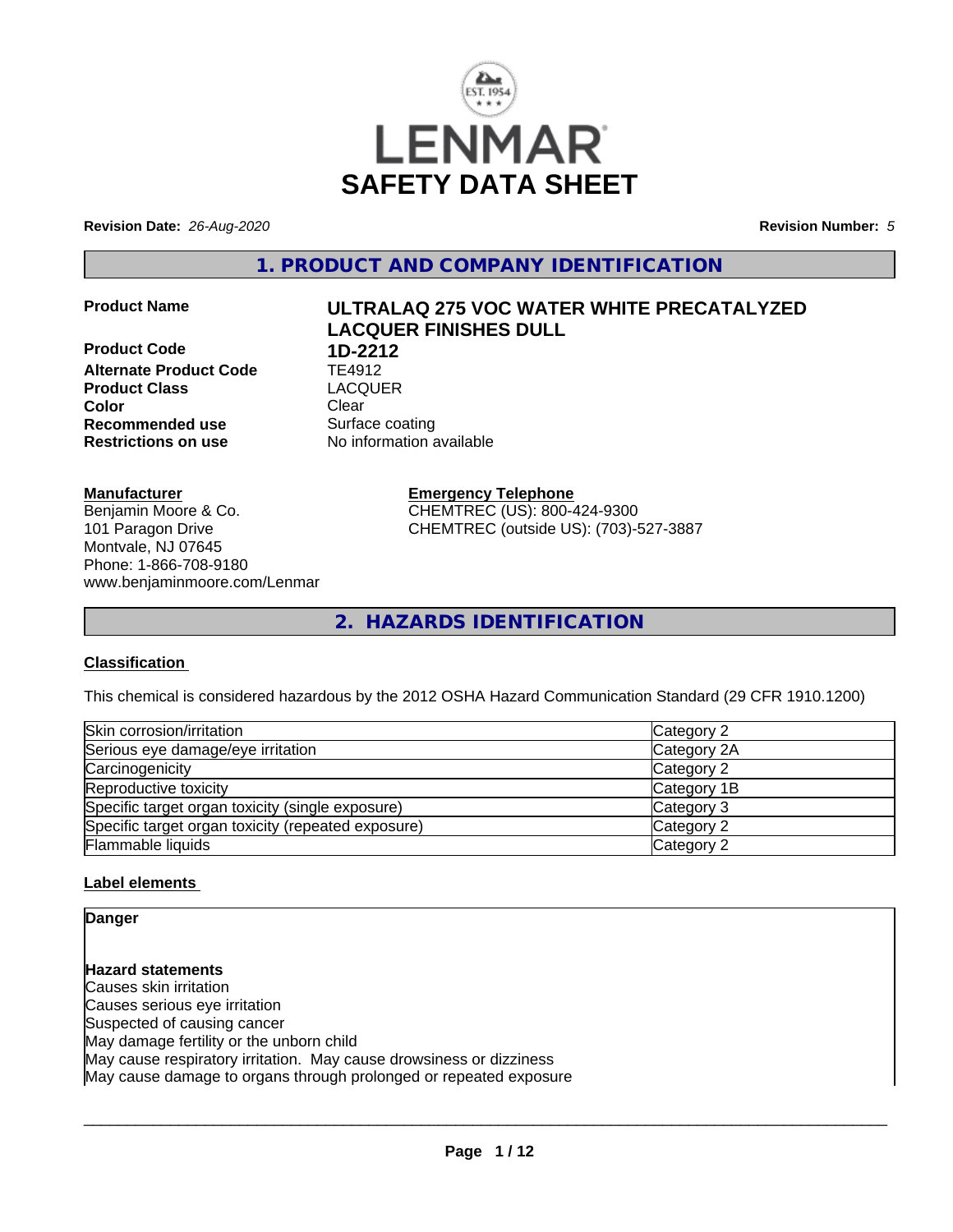# LENMAR

# SAFETY DATA SHEET

**Revision Date:** *26-Aug-2020*

**Revision Number:** *5*

## 1. PRODUCT AND COMPANY IDENTIFICATION

| | |
|---|---|
| **Product Name** | **ULTRALAQ 275 VOC WATER WHITE PRECATALYZED LACQUER FINISHES DULL** |
| **Product Code** | **1D-2212** |
| **Alternate Product Code** | TE4912 |
| **Product Class** | LACQUER |
| **Color** | Clear |
| **Recommended use** | Surface coating |
| **Restrictions on use** | No information available |

**Manufacturer**
Benjamin Moore & Co.
101 Paragon Drive
Montvale, NJ 07645
Phone: 1-866-708-9180
www.benjaminmoore.com/Lenmar

**Emergency Telephone**
CHEMTREC (US): 800-424-9300
CHEMTREC (outside US): (703)-527-3887

## 2. HAZARDS IDENTIFICATION

**Classification**

This chemical is considered hazardous by the 2012 OSHA Hazard Communication Standard (29 CFR 1910.1200)

| | |
|---|---|
| Skin corrosion/irritation | Category 2 |
| Serious eye damage/eye irritation | Category 2A |
| Carcinogenicity | Category 2 |
| Reproductive toxicity | Category 1B |
| Specific target organ toxicity (single exposure) | Category 3 |
| Specific target organ toxicity (repeated exposure) | Category 2 |
| Flammable liquids | Category 2 |

**Label elements**

**Danger**

**Hazard statements**
Causes skin irritation
Causes serious eye irritation
Suspected of causing cancer
May damage fertility or the unborn child
May cause respiratory irritation. May cause drowsiness or dizziness
May cause damage to organs through prolonged or repeated exposure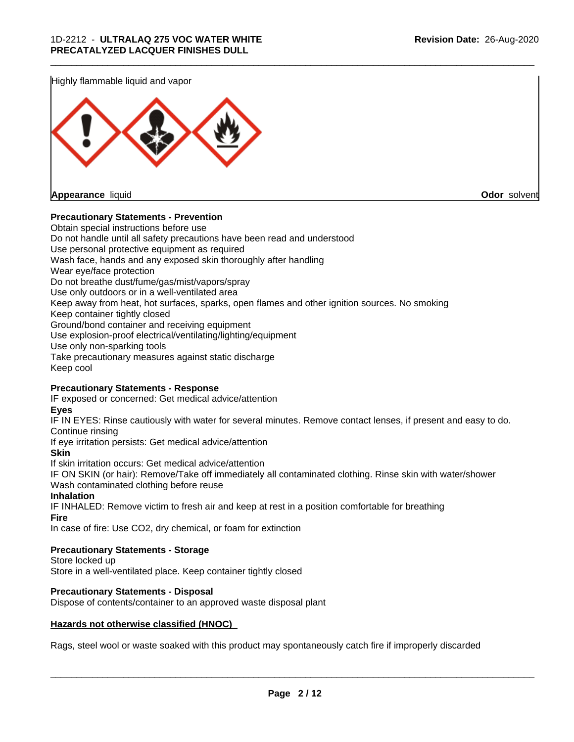Highly flammable liquid and vapor

**Appearance** liquid **Odor** solvent

**Precautionary Statements - Prevention**

Obtain special instructions before use
Do not handle until all safety precautions have been read and understood
Use personal protective equipment as required
Wash face, hands and any exposed skin thoroughly after handling
Wear eye/face protection
Do not breathe dust/fume/gas/mist/vapors/spray
Use only outdoors or in a well-ventilated area
Keep away from heat, hot surfaces, sparks, open flames and other ignition sources. No smoking
Keep container tightly closed
Ground/bond container and receiving equipment
Use explosion-proof electrical/ventilating/lighting/equipment
Use only non-sparking tools
Take precautionary measures against static discharge
Keep cool

**Precautionary Statements - Response**

IF exposed or concerned: Get medical advice/attention

**Eyes**

IF IN EYES: Rinse cautiously with water for several minutes. Remove contact lenses, if present and easy to do. Continue rinsing
If eye irritation persists: Get medical advice/attention

**Skin**

If skin irritation occurs: Get medical advice/attention
IF ON SKIN (or hair): Remove/Take off immediately all contaminated clothing. Rinse skin with water/shower
Wash contaminated clothing before reuse

**Inhalation**

IF INHALED: Remove victim to fresh air and keep at rest in a position comfortable for breathing

**Fire**

In case of fire: Use CO2, dry chemical, or foam for extinction

**Precautionary Statements - Storage**

Store locked up
Store in a well-ventilated place. Keep container tightly closed

**Precautionary Statements - Disposal**

Dispose of contents/container to an approved waste disposal plant

**Hazards not otherwise classified (HNOC)**

Rags, steel wool or waste soaked with this product may spontaneously catch fire if improperly discarded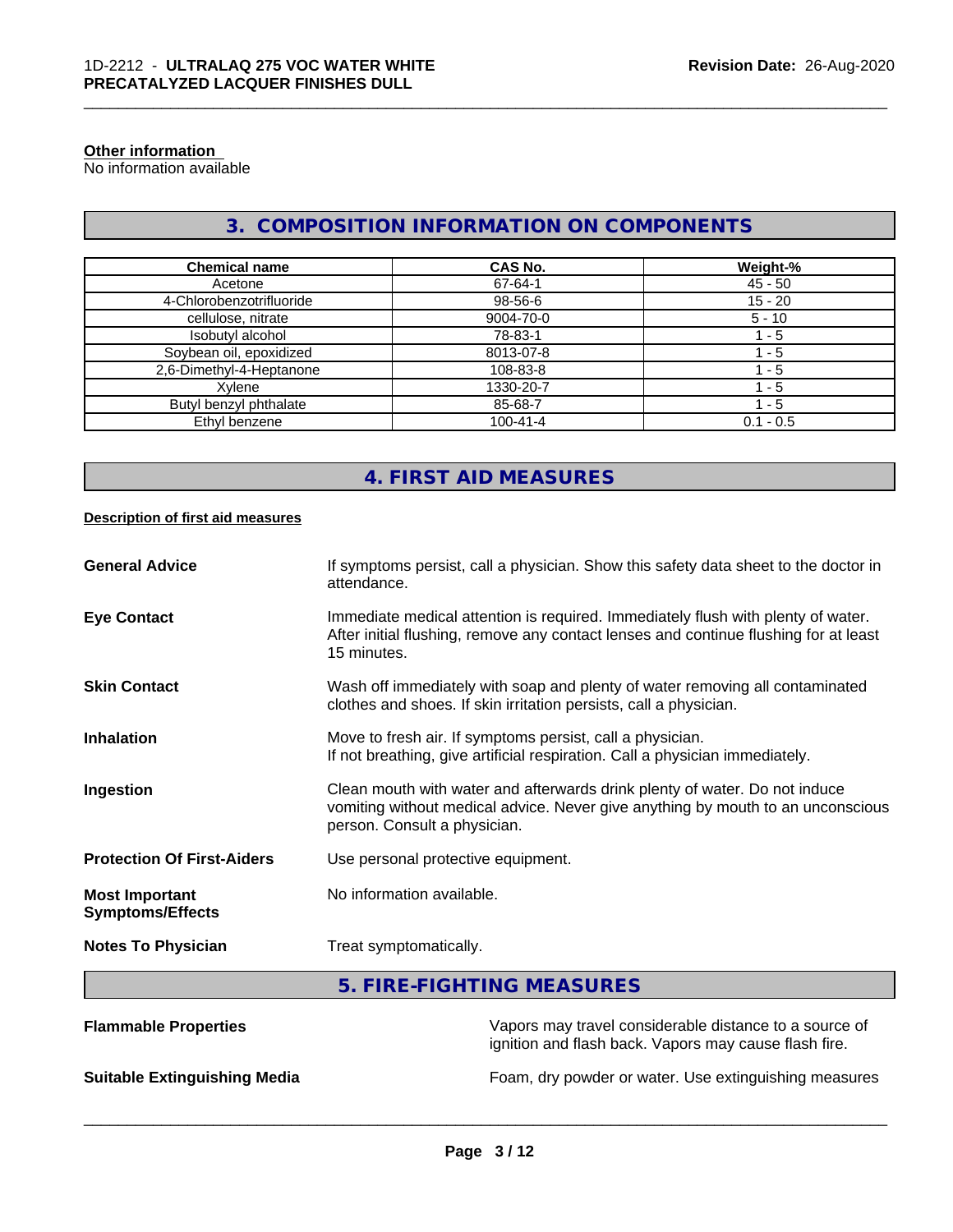**Other information**
No information available

## 3. COMPOSITION INFORMATION ON COMPONENTS

| Chemical name | CAS No. | Weight-% |
|---|---|---|
| Acetone | 67-64-1 | 45 - 50 |
| 4-Chlorobenzotrifluoride | 98-56-6 | 15 - 20 |
| cellulose, nitrate | 9004-70-0 | 5 - 10 |
| Isobutyl alcohol | 78-83-1 | 1 - 5 |
| Soybean oil, epoxidized | 8013-07-8 | 1 - 5 |
| 2,6-Dimethyl-4-Heptanone | 108-83-8 | 1 - 5 |
| Xylene | 1330-20-7 | 1 - 5 |
| Butyl benzyl phthalate | 85-68-7 | 1 - 5 |
| Ethyl benzene | 100-41-4 | 0.1 - 0.5 |

## 4. FIRST AID MEASURES

**Description of first aid measures**

**General Advice** If symptoms persist, call a physician. Show this safety data sheet to the doctor in attendance.

**Eye Contact** Immediate medical attention is required. Immediately flush with plenty of water. After initial flushing, remove any contact lenses and continue flushing for at least 15 minutes.

**Skin Contact** Wash off immediately with soap and plenty of water removing all contaminated clothes and shoes. If skin irritation persists, call a physician.

**Inhalation** Move to fresh air. If symptoms persist, call a physician.
If not breathing, give artificial respiration. Call a physician immediately.

**Ingestion** Clean mouth with water and afterwards drink plenty of water. Do not induce vomiting without medical advice. Never give anything by mouth to an unconscious person. Consult a physician.

**Protection Of First-Aiders** Use personal protective equipment.

**Most Important Symptoms/Effects** No information available.

**Notes To Physician** Treat symptomatically.

## 5. FIRE-FIGHTING MEASURES

**Flammable Properties** Vapors may travel considerable distance to a source of ignition and flash back. Vapors may cause flash fire.

**Suitable Extinguishing Media** Foam, dry powder or water. Use extinguishing measures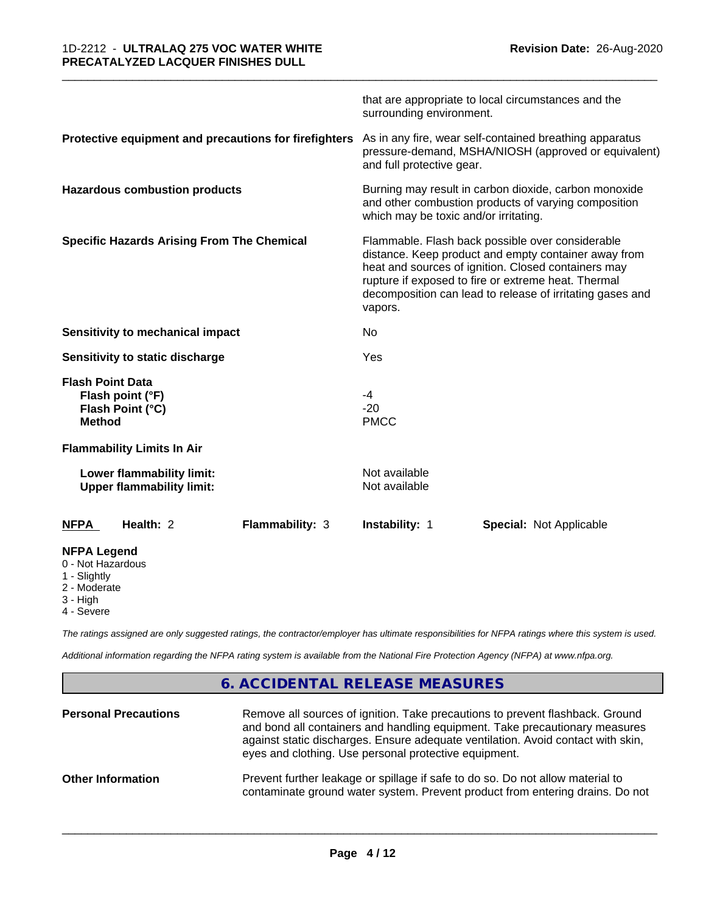| | |
|---|---|
| | that are appropriate to local circumstances and the surrounding environment. |
| **Protective equipment and precautions for firefighters** | As in any fire, wear self-contained breathing apparatus pressure-demand, MSHA/NIOSH (approved or equivalent) and full protective gear. |
| **Hazardous combustion products** | Burning may result in carbon dioxide, carbon monoxide and other combustion products of varying composition which may be toxic and/or irritating. |
| **Specific Hazards Arising From The Chemical** | Flammable. Flash back possible over considerable distance. Keep product and empty container away from heat and sources of ignition. Closed containers may rupture if exposed to fire or extreme heat. Thermal decomposition can lead to release of irritating gases and vapors. |
| **Sensitivity to mechanical impact** | No |
| **Sensitivity to static discharge** | Yes |
| **Flash Point Data** | |
| **Flash point (°F)** | -4 |
| **Flash Point (°C)** | -20 |
| **Method** | PMCC |
| **Flammability Limits In Air** | |
| **Lower flammability limit:** | Not available |
| **Upper flammability limit:** | Not available |

| **NFPA** | **Health:** 2 | **Flammability:** 3 | **Instability:** 1 | **Special:** Not Applicable |
|---|---|---|---|---|

**NFPA Legend**

0 - Not Hazardous
1 - Slightly
2 - Moderate
3 - High
4 - Severe

*The ratings assigned are only suggested ratings, the contractor/employer has ultimate responsibilities for NFPA ratings where this system is used.*

*Additional information regarding the NFPA rating system is available from the National Fire Protection Agency (NFPA) at www.nfpa.org.*

## 6. ACCIDENTAL RELEASE MEASURES

| | |
|---|---|
| **Personal Precautions** | Remove all sources of ignition. Take precautions to prevent flashback. Ground and bond all containers and handling equipment. Take precautionary measures against static discharges. Ensure adequate ventilation. Avoid contact with skin, eyes and clothing. Use personal protective equipment. |
| **Other Information** | Prevent further leakage or spillage if safe to do so. Do not allow material to contaminate ground water system. Prevent product from entering drains. Do not |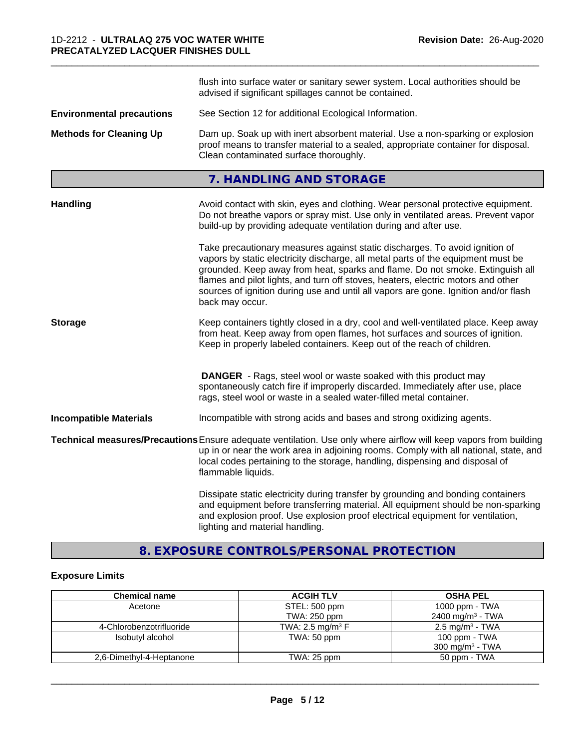flush into surface water or sanitary sewer system. Local authorities should be advised if significant spillages cannot be contained.

**Environmental precautions** See Section 12 for additional Ecological Information.

**Methods for Cleaning Up** Dam up. Soak up with inert absorbent material. Use a non-sparking or explosion proof means to transfer material to a sealed, appropriate container for disposal. Clean contaminated surface thoroughly.

## 7. HANDLING AND STORAGE

**Handling** Avoid contact with skin, eyes and clothing. Wear personal protective equipment. Do not breathe vapors or spray mist. Use only in ventilated areas. Prevent vapor build-up by providing adequate ventilation during and after use.

Take precautionary measures against static discharges. To avoid ignition of vapors by static electricity discharge, all metal parts of the equipment must be grounded. Keep away from heat, sparks and flame. Do not smoke. Extinguish all flames and pilot lights, and turn off stoves, heaters, electric motors and other sources of ignition during use and until all vapors are gone. Ignition and/or flash back may occur.

**Storage** Keep containers tightly closed in a dry, cool and well-ventilated place. Keep away from heat. Keep away from open flames, hot surfaces and sources of ignition. Keep in properly labeled containers. Keep out of the reach of children.

**DANGER** - Rags, steel wool or waste soaked with this product may spontaneously catch fire if improperly discarded. Immediately after use, place rags, steel wool or waste in a sealed water-filled metal container.

**Incompatible Materials** Incompatible with strong acids and bases and strong oxidizing agents.

**Technical measures/Precautions** Ensure adequate ventilation. Use only where airflow will keep vapors from building up in or near the work area in adjoining rooms. Comply with all national, state, and local codes pertaining to the storage, handling, dispensing and disposal of flammable liquids.

Dissipate static electricity during transfer by grounding and bonding containers and equipment before transferring material. All equipment should be non-sparking and explosion proof. Use explosion proof electrical equipment for ventilation, lighting and material handling.

## 8. EXPOSURE CONTROLS/PERSONAL PROTECTION

### Exposure Limits

| Chemical name | ACGIH TLV | OSHA PEL |
|---|---|---|
| Acetone | STEL: 500 ppm<br>TWA: 250 ppm | 1000 ppm - TWA<br>2400 mg/m³ - TWA |
| 4-Chlorobenzotrifluoride | TWA: 2.5 mg/m³ F | 2.5 mg/m³ - TWA |
| Isobutyl alcohol | TWA: 50 ppm | 100 ppm - TWA<br>300 mg/m³ - TWA |
| 2,6-Dimethyl-4-Heptanone | TWA: 25 ppm | 50 ppm - TWA |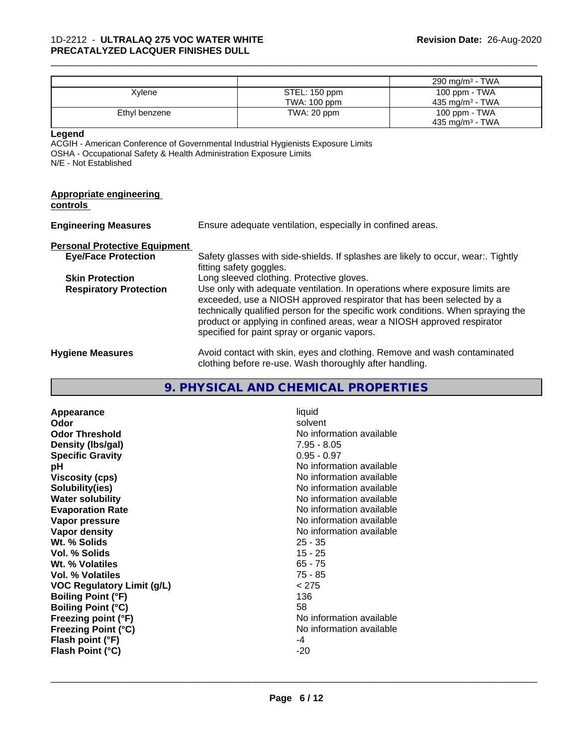| | | 290 mg/m³ - TWA |
|---|---|---|
| Xylene | STEL: 150 ppm<br>TWA: 100 ppm | 100 ppm - TWA<br>435 mg/m³ - TWA |
| Ethyl benzene | TWA: 20 ppm | 100 ppm - TWA<br>435 mg/m³ - TWA |

**Legend**
ACGIH - American Conference of Governmental Industrial Hygienists Exposure Limits
OSHA - Occupational Safety & Health Administration Exposure Limits
N/E - Not Established

**Appropriate engineering controls**

**Engineering Measures** Ensure adequate ventilation, especially in confined areas.

**Personal Protective Equipment**

**Eye/Face Protection** Safety glasses with side-shields. If splashes are likely to occur, wear:. Tightly fitting safety goggles.

**Skin Protection** Long sleeved clothing. Protective gloves.

**Respiratory Protection** Use only with adequate ventilation. In operations where exposure limits are exceeded, use a NIOSH approved respirator that has been selected by a technically qualified person for the specific work conditions. When spraying the product or applying in confined areas, wear a NIOSH approved respirator specified for paint spray or organic vapors.

**Hygiene Measures** Avoid contact with skin, eyes and clothing. Remove and wash contaminated clothing before re-use. Wash thoroughly after handling.

## 9. PHYSICAL AND CHEMICAL PROPERTIES

| | |
|---|---|
| **Appearance** | liquid |
| **Odor** | solvent |
| **Odor Threshold** | No information available |
| **Density (lbs/gal)** | 7.95 - 8.05 |
| **Specific Gravity** | 0.95 - 0.97 |
| **pH** | No information available |
| **Viscosity (cps)** | No information available |
| **Solubility(ies)** | No information available |
| **Water solubility** | No information available |
| **Evaporation Rate** | No information available |
| **Vapor pressure** | No information available |
| **Vapor density** | No information available |
| **Wt. % Solids** | 25 - 35 |
| **Vol. % Solids** | 15 - 25 |
| **Wt. % Volatiles** | 65 - 75 |
| **Vol. % Volatiles** | 75 - 85 |
| **VOC Regulatory Limit (g/L)** | < 275 |
| **Boiling Point (°F)** | 136 |
| **Boiling Point (°C)** | 58 |
| **Freezing point (°F)** | No information available |
| **Freezing Point (°C)** | No information available |
| **Flash point (°F)** | -4 |
| **Flash Point (°C)** | -20 |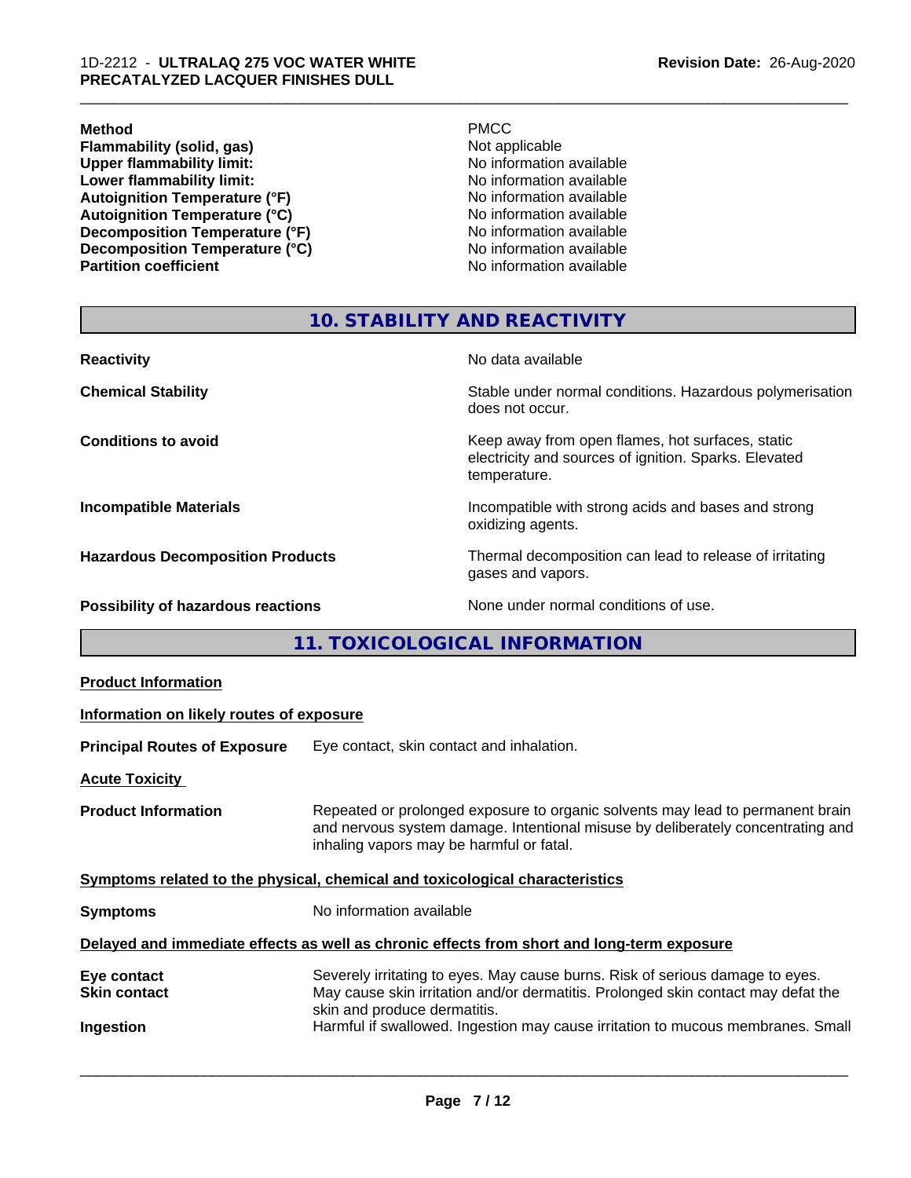| | |
|---|---|
| **Method** | PMCC |
| **Flammability (solid, gas)** | Not applicable |
| **Upper flammability limit:** | No information available |
| **Lower flammability limit:** | No information available |
| **Autoignition Temperature (°F)** | No information available |
| **Autoignition Temperature (°C)** | No information available |
| **Decomposition Temperature (°F)** | No information available |
| **Decomposition Temperature (°C)** | No information available |
| **Partition coefficient** | No information available |

## 10. STABILITY AND REACTIVITY

| | |
|---|---|
| **Reactivity** | No data available |
| **Chemical Stability** | Stable under normal conditions. Hazardous polymerisation does not occur. |
| **Conditions to avoid** | Keep away from open flames, hot surfaces, static electricity and sources of ignition. Sparks. Elevated temperature. |
| **Incompatible Materials** | Incompatible with strong acids and bases and strong oxidizing agents. |
| **Hazardous Decomposition Products** | Thermal decomposition can lead to release of irritating gases and vapors. |
| **Possibility of hazardous reactions** | None under normal conditions of use. |

## 11. TOXICOLOGICAL INFORMATION

**Product Information**

**Information on likely routes of exposure**

**Principal Routes of Exposure** Eye contact, skin contact and inhalation.

**Acute Toxicity**

**Product Information** Repeated or prolonged exposure to organic solvents may lead to permanent brain and nervous system damage. Intentional misuse by deliberately concentrating and inhaling vapors may be harmful or fatal.

**Symptoms related to the physical, chemical and toxicological characteristics**

**Symptoms** No information available

**Delayed and immediate effects as well as chronic effects from short and long-term exposure**

| | |
|---|---|
| **Eye contact** | Severely irritating to eyes. May cause burns. Risk of serious damage to eyes. |
| **Skin contact** | May cause skin irritation and/or dermatitis. Prolonged skin contact may defat the skin and produce dermatitis. |
| **Ingestion** | Harmful if swallowed. Ingestion may cause irritation to mucous membranes. Small |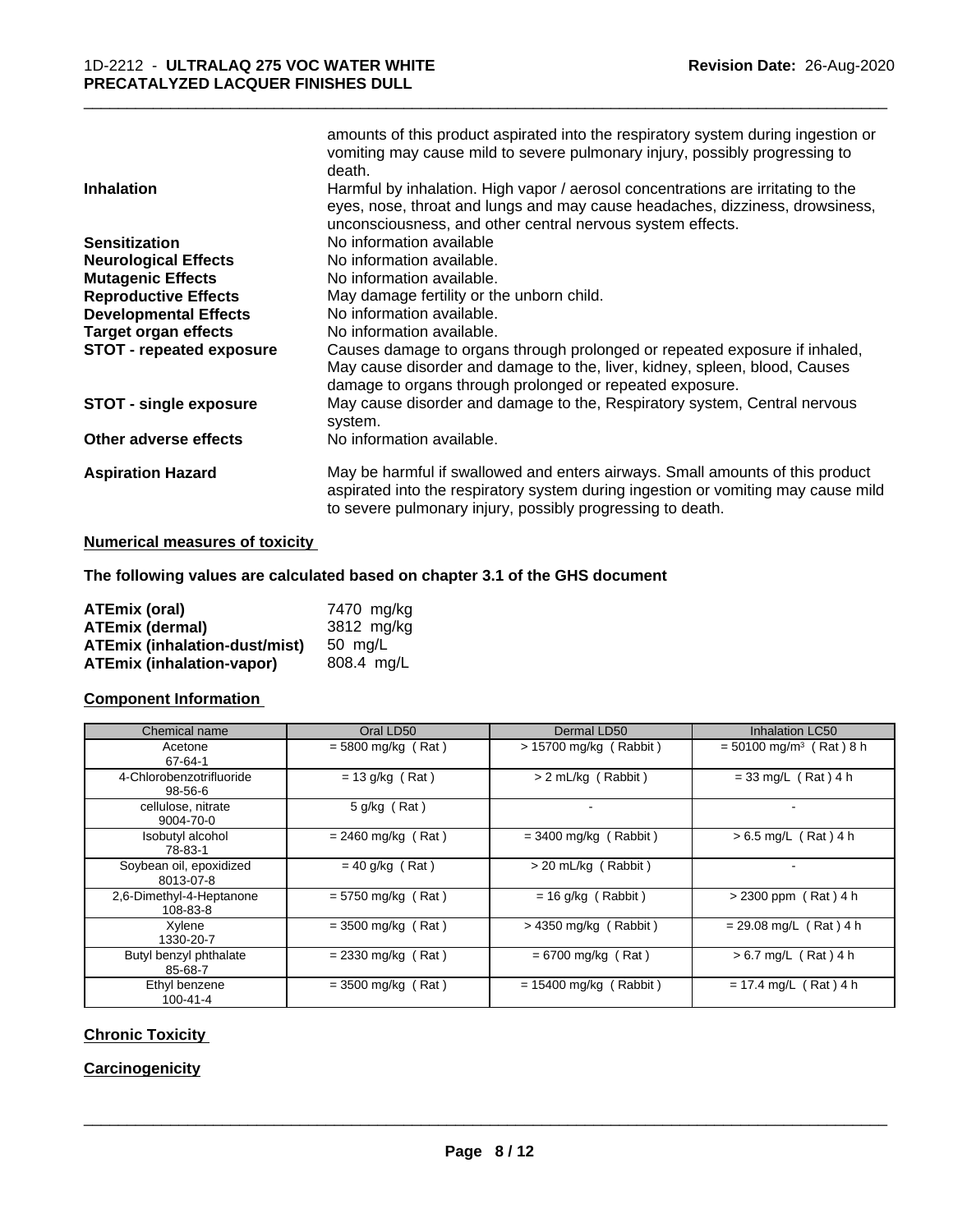| | |
|---|---|
| | amounts of this product aspirated into the respiratory system during ingestion or vomiting may cause mild to severe pulmonary injury, possibly progressing to death. |
| **Inhalation** | Harmful by inhalation. High vapor / aerosol concentrations are irritating to the eyes, nose, throat and lungs and may cause headaches, dizziness, drowsiness, unconsciousness, and other central nervous system effects. |
| **Sensitization** | No information available |
| **Neurological Effects** | No information available. |
| **Mutagenic Effects** | No information available. |
| **Reproductive Effects** | May damage fertility or the unborn child. |
| **Developmental Effects** | No information available. |
| **Target organ effects** | No information available. |
| **STOT - repeated exposure** | Causes damage to organs through prolonged or repeated exposure if inhaled, May cause disorder and damage to the, liver, kidney, spleen, blood, Causes damage to organs through prolonged or repeated exposure. |
| **STOT - single exposure** | May cause disorder and damage to the, Respiratory system, Central nervous system. |
| **Other adverse effects** | No information available. |
| **Aspiration Hazard** | May be harmful if swallowed and enters airways. Small amounts of this product aspirated into the respiratory system during ingestion or vomiting may cause mild to severe pulmonary injury, possibly progressing to death. |

## Numerical measures of toxicity

**The following values are calculated based on chapter 3.1 of the GHS document**

| | |
|---|---|
| **ATEmix (oral)** | 7470 mg/kg |
| **ATEmix (dermal)** | 3812 mg/kg |
| **ATEmix (inhalation-dust/mist)** | 50 mg/L |
| **ATEmix (inhalation-vapor)** | 808.4 mg/L |

## Component Information

| Chemical name | Oral LD50 | Dermal LD50 | Inhalation LC50 |
|---|---|---|---|
| Acetone<br>67-64-1 | = 5800 mg/kg ( Rat ) | > 15700 mg/kg ( Rabbit ) | = 50100 mg/m³ ( Rat ) 8 h |
| 4-Chlorobenzotrifluoride<br>98-56-6 | = 13 g/kg ( Rat ) | > 2 mL/kg ( Rabbit ) | = 33 mg/L ( Rat ) 4 h |
| cellulose, nitrate<br>9004-70-0 | 5 g/kg ( Rat ) | - | - |
| Isobutyl alcohol<br>78-83-1 | = 2460 mg/kg ( Rat ) | = 3400 mg/kg ( Rabbit ) | > 6.5 mg/L ( Rat ) 4 h |
| Soybean oil, epoxidized<br>8013-07-8 | = 40 g/kg ( Rat ) | > 20 mL/kg ( Rabbit ) | - |
| 2,6-Dimethyl-4-Heptanone<br>108-83-8 | = 5750 mg/kg ( Rat ) | = 16 g/kg ( Rabbit ) | > 2300 ppm ( Rat ) 4 h |
| Xylene<br>1330-20-7 | = 3500 mg/kg ( Rat ) | > 4350 mg/kg ( Rabbit ) | = 29.08 mg/L ( Rat ) 4 h |
| Butyl benzyl phthalate<br>85-68-7 | = 2330 mg/kg ( Rat ) | = 6700 mg/kg ( Rat ) | > 6.7 mg/L ( Rat ) 4 h |
| Ethyl benzene<br>100-41-4 | = 3500 mg/kg ( Rat ) | = 15400 mg/kg ( Rabbit ) | = 17.4 mg/L ( Rat ) 4 h |

## Chronic Toxicity

## Carcinogenicity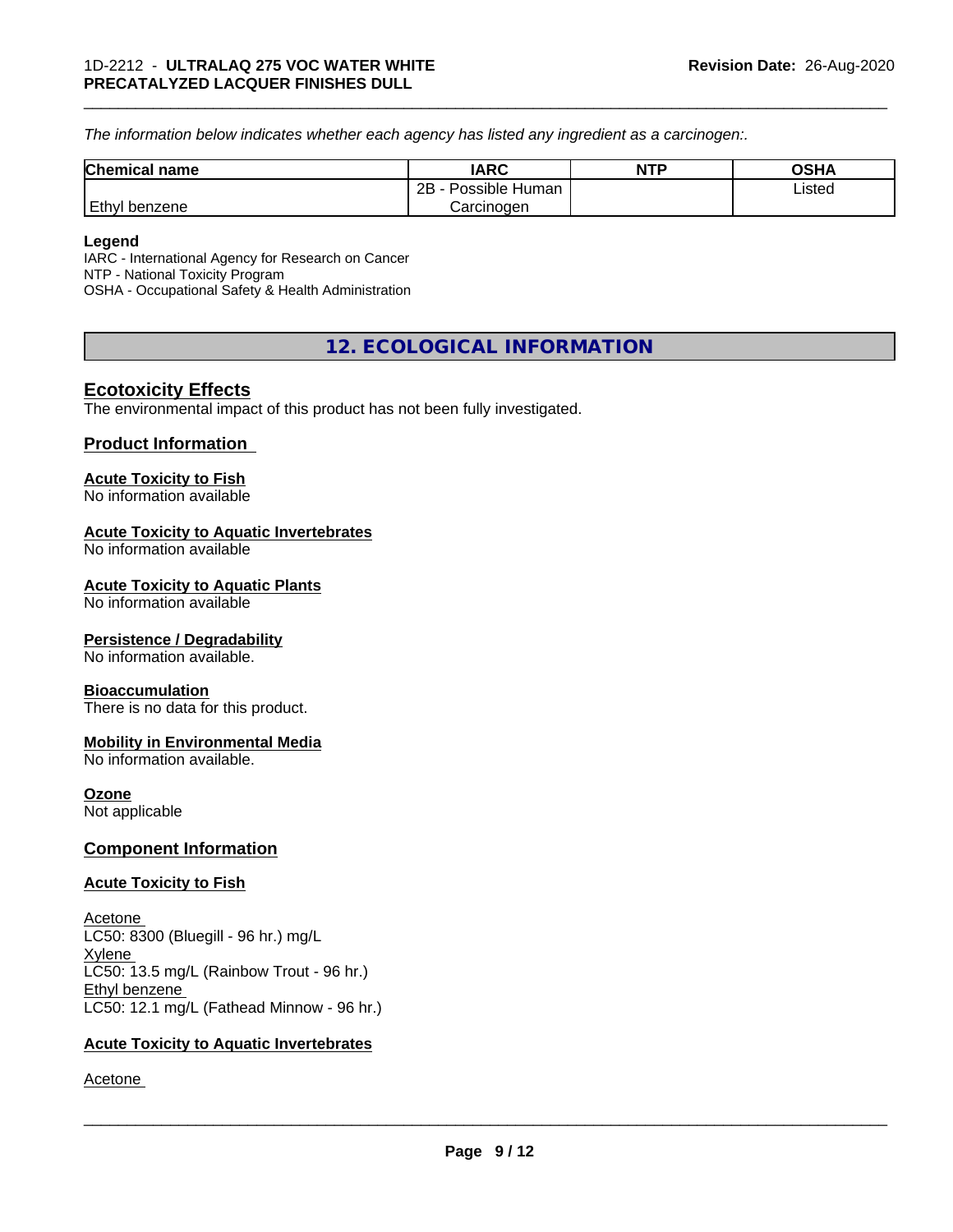*The information below indicates whether each agency has listed any ingredient as a carcinogen:.*

| Chemical name | IARC | NTP | OSHA |
|---|---|---|---|
| Ethyl benzene | 2B - Possible Human Carcinogen | | Listed |

**Legend**

IARC - International Agency for Research on Cancer
NTP - National Toxicity Program
OSHA - Occupational Safety & Health Administration

## 12. ECOLOGICAL INFORMATION

### Ecotoxicity Effects

The environmental impact of this product has not been fully investigated.

### Product Information

**Acute Toxicity to Fish**
No information available

**Acute Toxicity to Aquatic Invertebrates**
No information available

**Acute Toxicity to Aquatic Plants**
No information available

**Persistence / Degradability**
No information available.

**Bioaccumulation**
There is no data for this product.

**Mobility in Environmental Media**
No information available.

**Ozone**
Not applicable

### Component Information

**Acute Toxicity to Fish**

Acetone
LC50: 8300 (Bluegill - 96 hr.) mg/L
Xylene
LC50: 13.5 mg/L (Rainbow Trout - 96 hr.)
Ethyl benzene
LC50: 12.1 mg/L (Fathead Minnow - 96 hr.)

**Acute Toxicity to Aquatic Invertebrates**

Acetone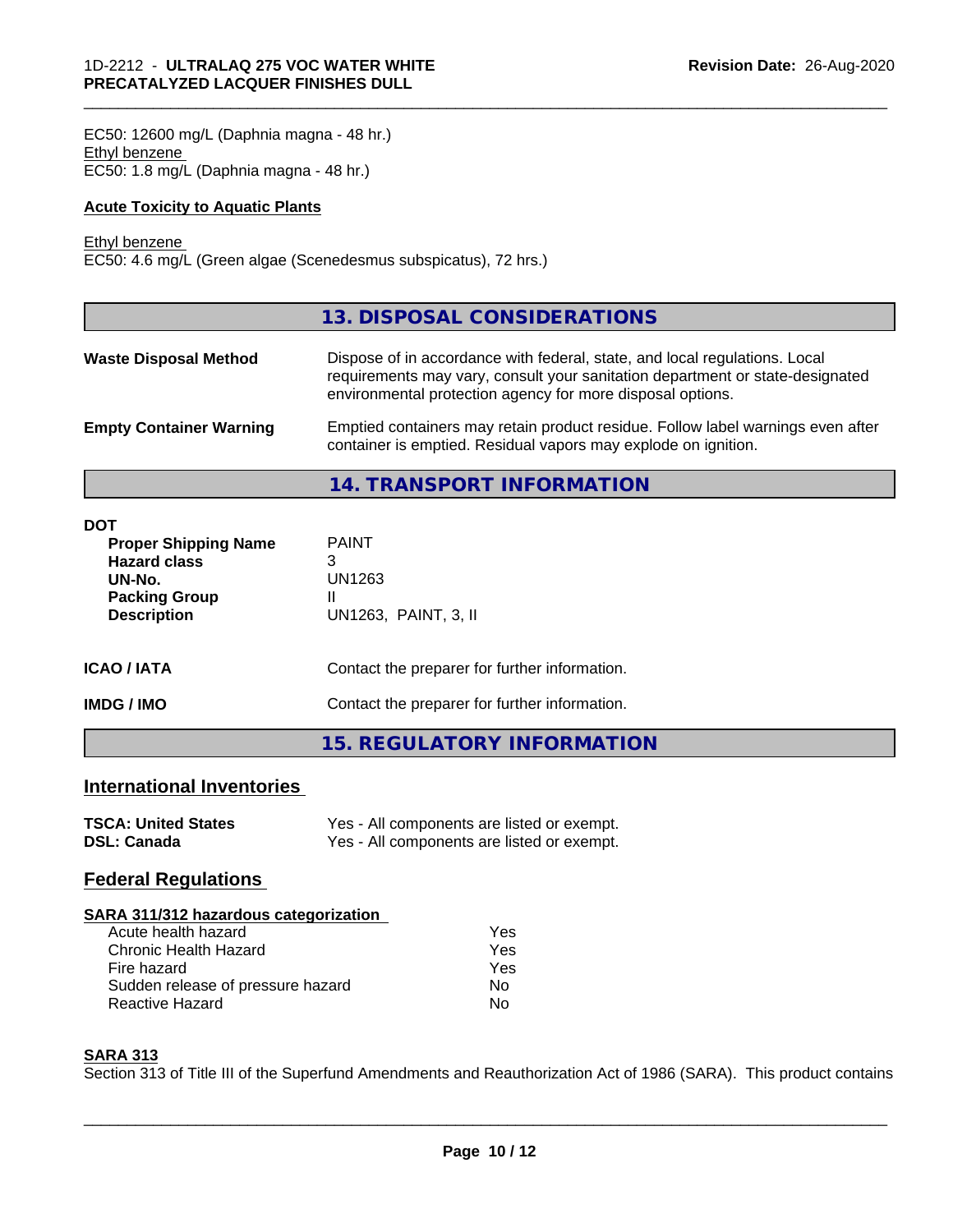EC50: 12600 mg/L (Daphnia magna - 48 hr.)
Ethyl benzene
EC50: 1.8 mg/L (Daphnia magna - 48 hr.)

**Acute Toxicity to Aquatic Plants**

Ethyl benzene
EC50: 4.6 mg/L (Green algae (Scenedesmus subspicatus), 72 hrs.)

## 13. DISPOSAL CONSIDERATIONS

| | |
|---|---|
| **Waste Disposal Method** | Dispose of in accordance with federal, state, and local regulations. Local requirements may vary, consult your sanitation department or state-designated environmental protection agency for more disposal options. |
| **Empty Container Warning** | Emptied containers may retain product residue. Follow label warnings even after container is emptied. Residual vapors may explode on ignition. |

## 14. TRANSPORT INFORMATION

**DOT**

| | |
|---|---|
| **Proper Shipping Name** | PAINT |
| **Hazard class** | 3 |
| **UN-No.** | UN1263 |
| **Packing Group** | II |
| **Description** | UN1263, PAINT, 3, II |

| | |
|---|---|
| **ICAO / IATA** | Contact the preparer for further information. |
| **IMDG / IMO** | Contact the preparer for further information. |

## 15. REGULATORY INFORMATION

### International Inventories

| | |
|---|---|
| **TSCA: United States** | Yes - All components are listed or exempt. |
| **DSL: Canada** | Yes - All components are listed or exempt. |

### Federal Regulations

**SARA 311/312 hazardous categorization**

| | |
|---|---|
| Acute health hazard | Yes |
| Chronic Health Hazard | Yes |
| Fire hazard | Yes |
| Sudden release of pressure hazard | No |
| Reactive Hazard | No |

**SARA 313**

Section 313 of Title III of the Superfund Amendments and Reauthorization Act of 1986 (SARA). This product contains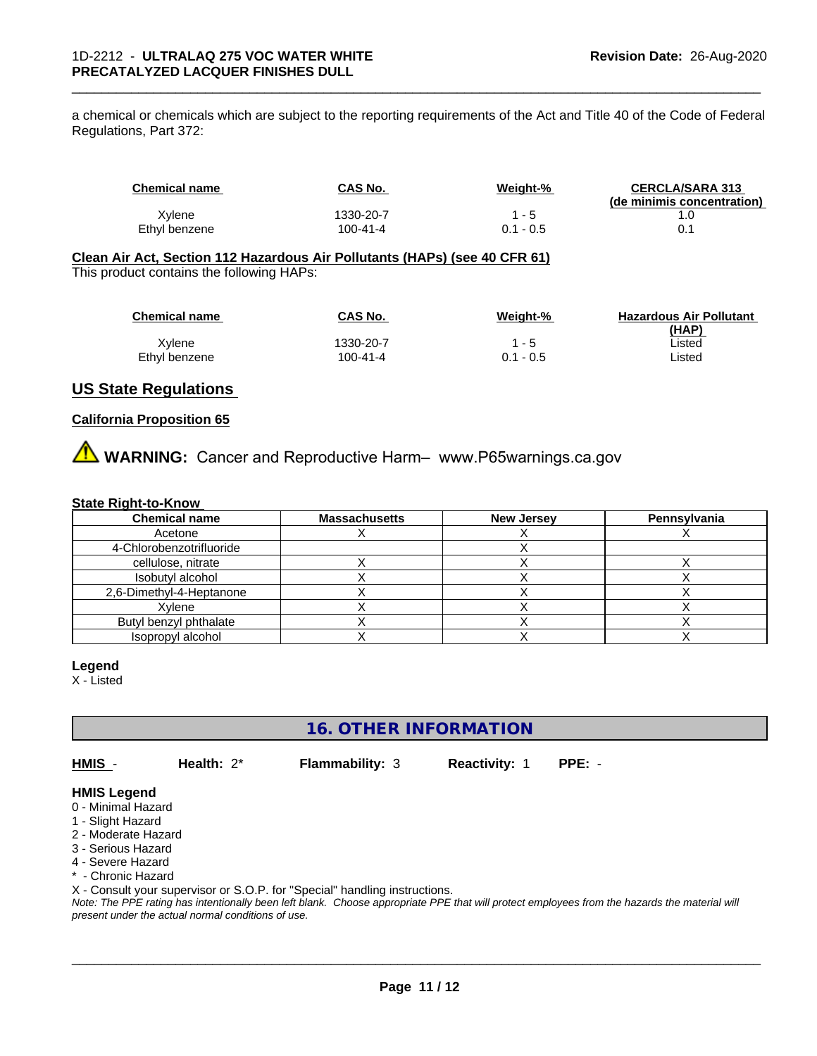a chemical or chemicals which are subject to the reporting requirements of the Act and Title 40 of the Code of Federal Regulations, Part 372:

| Chemical name | CAS No. | Weight-% | CERCLA/SARA 313 (de minimis concentration) |
|---|---|---|---|
| Xylene | 1330-20-7 | 1 - 5 | 1.0 |
| Ethyl benzene | 100-41-4 | 0.1 - 0.5 | 0.1 |

**Clean Air Act, Section 112 Hazardous Air Pollutants (HAPs) (see 40 CFR 61)**
This product contains the following HAPs:

| Chemical name | CAS No. | Weight-% | Hazardous Air Pollutant (HAP) |
|---|---|---|---|
| Xylene | 1330-20-7 | 1 - 5 | Listed |
| Ethyl benzene | 100-41-4 | 0.1 - 0.5 | Listed |

## US State Regulations

**California Proposition 65**

⚠ **WARNING:** Cancer and Reproductive Harm– www.P65warnings.ca.gov

**State Right-to-Know**

| Chemical name | Massachusetts | New Jersey | Pennsylvania |
|---|---|---|---|
| Acetone | X | X | X |
| 4-Chlorobenzotrifluoride | | X | |
| cellulose, nitrate | X | X | X |
| Isobutyl alcohol | X | X | X |
| 2,6-Dimethyl-4-Heptanone | X | X | X |
| Xylene | X | X | X |
| Butyl benzyl phthalate | X | X | X |
| Isopropyl alcohol | X | X | X |

**Legend**
X - Listed

## 16. OTHER INFORMATION

**HMIS** - **Health:** 2* **Flammability:** 3 **Reactivity:** 1 **PPE:** -

**HMIS Legend**
0 - Minimal Hazard
1 - Slight Hazard
2 - Moderate Hazard
3 - Serious Hazard
4 - Severe Hazard
* - Chronic Hazard
X - Consult your supervisor or S.O.P. for "Special" handling instructions.
*Note: The PPE rating has intentionally been left blank. Choose appropriate PPE that will protect employees from the hazards the material will present under the actual normal conditions of use.*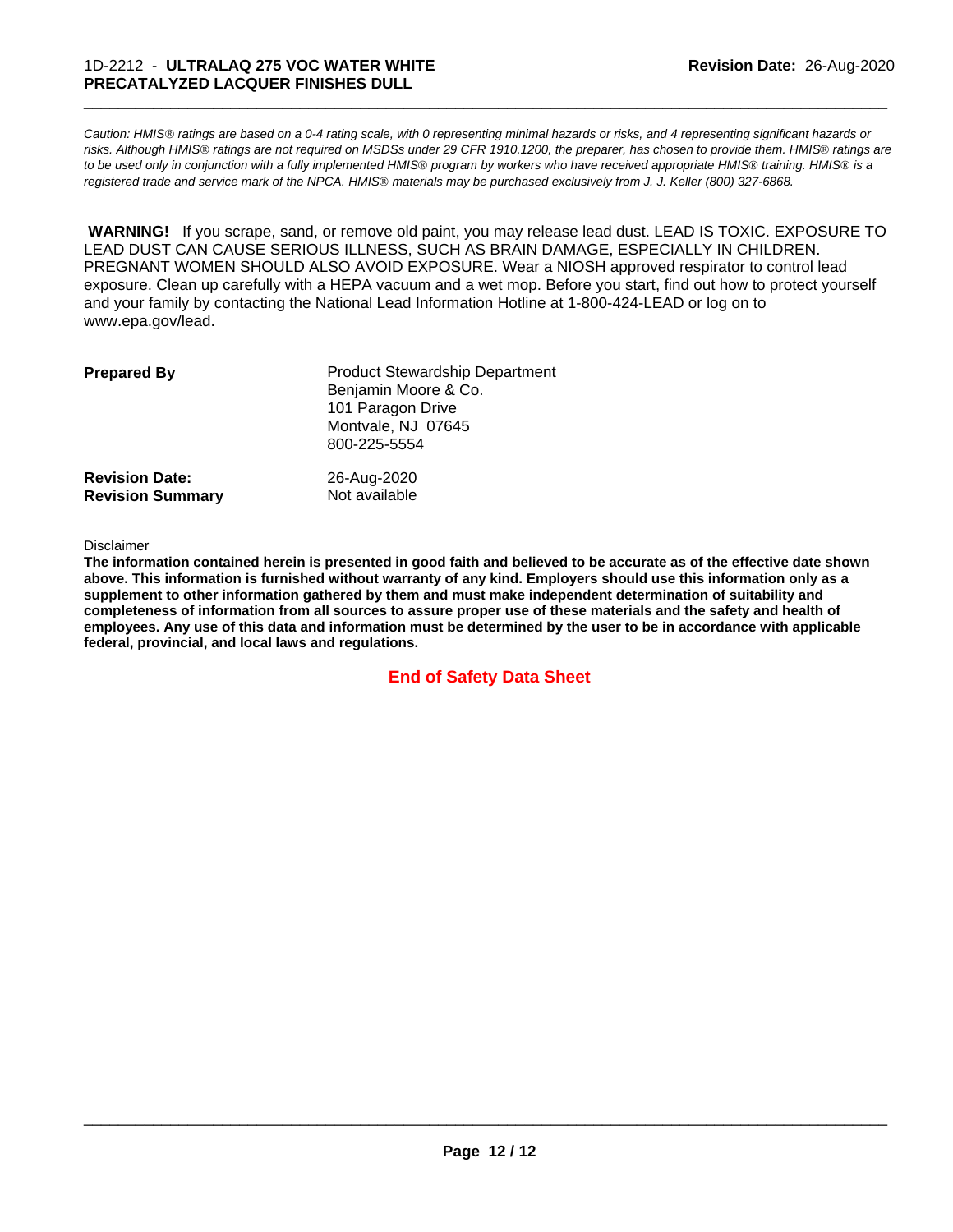*Caution: HMIS® ratings are based on a 0-4 rating scale, with 0 representing minimal hazards or risks, and 4 representing significant hazards or risks. Although HMIS® ratings are not required on MSDSs under 29 CFR 1910.1200, the preparer, has chosen to provide them. HMIS® ratings are to be used only in conjunction with a fully implemented HMIS® program by workers who have received appropriate HMIS® training. HMIS® is a registered trade and service mark of the NPCA. HMIS® materials may be purchased exclusively from J. J. Keller (800) 327-6868.*

**WARNING!** If you scrape, sand, or remove old paint, you may release lead dust. LEAD IS TOXIC. EXPOSURE TO LEAD DUST CAN CAUSE SERIOUS ILLNESS, SUCH AS BRAIN DAMAGE, ESPECIALLY IN CHILDREN. PREGNANT WOMEN SHOULD ALSO AVOID EXPOSURE. Wear a NIOSH approved respirator to control lead exposure. Clean up carefully with a HEPA vacuum and a wet mop. Before you start, find out how to protect yourself and your family by contacting the National Lead Information Hotline at 1-800-424-LEAD or log on to www.epa.gov/lead.

| | |
|---|---|
| **Prepared By** | Product Stewardship Department<br>Benjamin Moore & Co.<br>101 Paragon Drive<br>Montvale, NJ 07645<br>800-225-5554 |
| **Revision Date:** | 26-Aug-2020 |
| **Revision Summary** | Not available |

Disclaimer

**The information contained herein is presented in good faith and believed to be accurate as of the effective date shown above. This information is furnished without warranty of any kind. Employers should use this information only as a supplement to other information gathered by them and must make independent determination of suitability and completeness of information from all sources to assure proper use of these materials and the safety and health of employees. Any use of this data and information must be determined by the user to be in accordance with applicable federal, provincial, and local laws and regulations.**

**End of Safety Data Sheet**